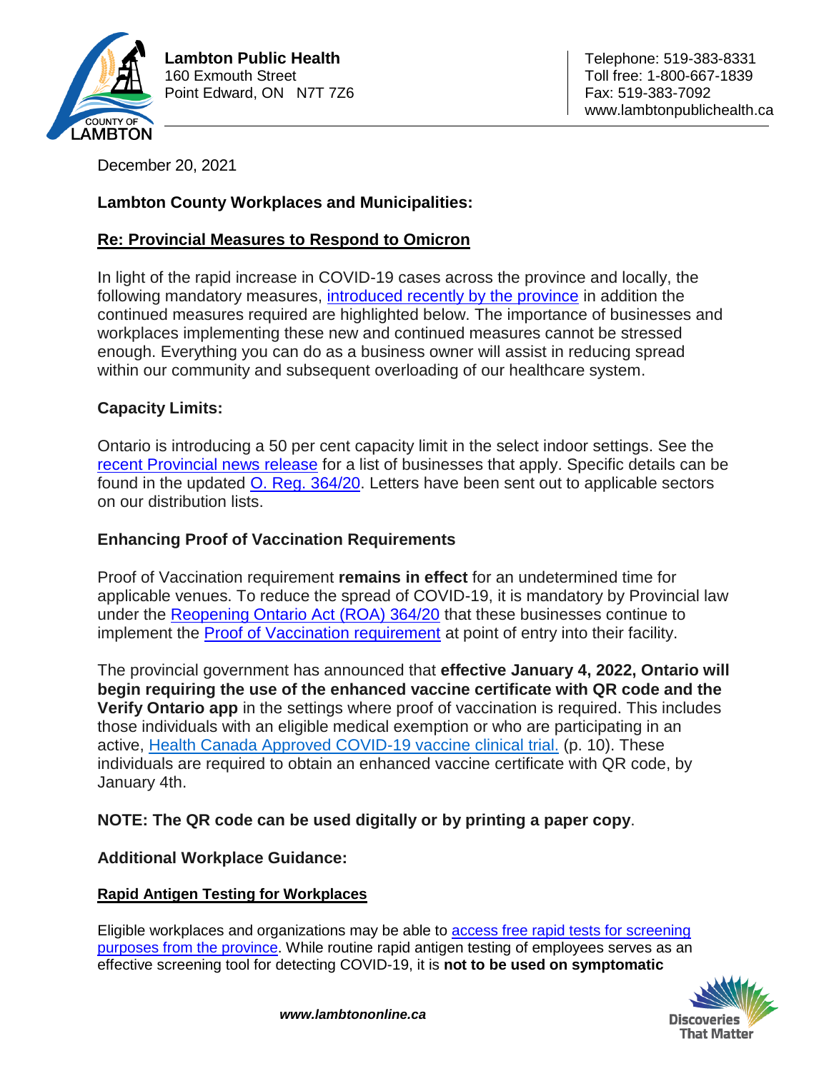**Lambton Public Health**
160 Exmouth Street
Point Edward, ON N7T 7Z6

Telephone: 519-383-8331
Toll free: 1-800-667-1839
Fax: 519-383-7092
www.lambtonpublichealth.ca

December 20, 2021

**Lambton County Workplaces and Municipalities:**

**Re: Provincial Measures to Respond to Omicron**

In light of the rapid increase in COVID-19 cases across the province and locally, the following mandatory measures, introduced recently by the province in addition the continued measures required are highlighted below. The importance of businesses and workplaces implementing these new and continued measures cannot be stressed enough. Everything you can do as a business owner will assist in reducing spread within our community and subsequent overloading of our healthcare system.

## Capacity Limits:

Ontario is introducing a 50 per cent capacity limit in the select indoor settings. See the recent Provincial news release for a list of businesses that apply. Specific details can be found in the updated O. Reg. 364/20. Letters have been sent out to applicable sectors on our distribution lists.

## Enhancing Proof of Vaccination Requirements

Proof of Vaccination requirement **remains in effect** for an undetermined time for applicable venues. To reduce the spread of COVID-19, it is mandatory by Provincial law under the Reopening Ontario Act (ROA) 364/20 that these businesses continue to implement the Proof of Vaccination requirement at point of entry into their facility.

The provincial government has announced that **effective January 4, 2022, Ontario will begin requiring the use of the enhanced vaccine certificate with QR code and the Verify Ontario app** in the settings where proof of vaccination is required. This includes those individuals with an eligible medical exemption or who are participating in an active, Health Canada Approved COVID-19 vaccine clinical trial. (p. 10). These individuals are required to obtain an enhanced vaccine certificate with QR code, by January 4th.

**NOTE: The QR code can be used digitally or by printing a paper copy**.

## Additional Workplace Guidance:

### Rapid Antigen Testing for Workplaces

Eligible workplaces and organizations may be able to access free rapid tests for screening purposes from the province. While routine rapid antigen testing of employees serves as an effective screening tool for detecting COVID-19, it is **not to be used on symptomatic**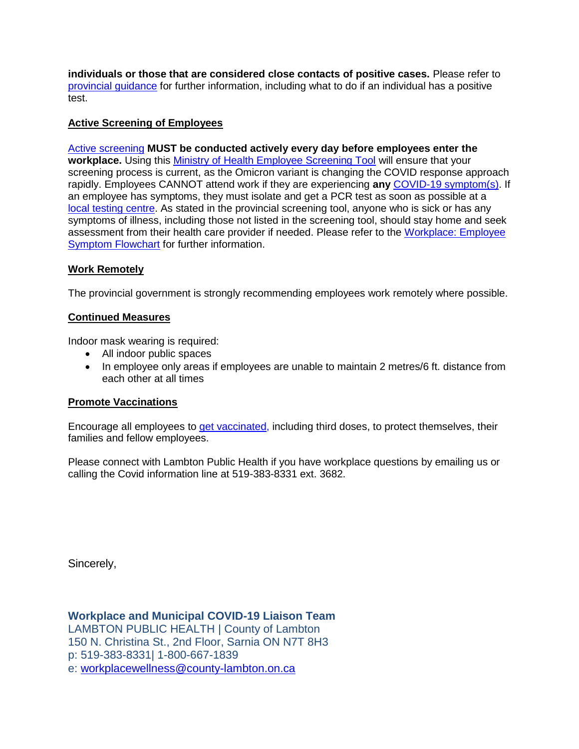**individuals or those that are considered close contacts of positive cases.** Please refer to provincial guidance for further information, including what to do if an individual has a positive test.

## Active Screening of Employees

Active screening **MUST be conducted actively every day before employees enter the workplace.** Using this Ministry of Health Employee Screening Tool will ensure that your screening process is current, as the Omicron variant is changing the COVID response approach rapidly. Employees CANNOT attend work if they are experiencing **any** COVID-19 symptom(s). If an employee has symptoms, they must isolate and get a PCR test as soon as possible at a local testing centre. As stated in the provincial screening tool, anyone who is sick or has any symptoms of illness, including those not listed in the screening tool, should stay home and seek assessment from their health care provider if needed. Please refer to the Workplace: Employee Symptom Flowchart for further information.

## Work Remotely

The provincial government is strongly recommending employees work remotely where possible.

## Continued Measures

Indoor mask wearing is required:

- All indoor public spaces
- In employee only areas if employees are unable to maintain 2 metres/6 ft. distance from each other at all times

## Promote Vaccinations

Encourage all employees to get vaccinated, including third doses, to protect themselves, their families and fellow employees.

Please connect with Lambton Public Health if you have workplace questions by emailing us or calling the Covid information line at 519-383-8331 ext. 3682.

Sincerely,

**Workplace and Municipal COVID-19 Liaison Team**
LAMBTON PUBLIC HEALTH | County of Lambton
150 N. Christina St., 2nd Floor, Sarnia ON N7T 8H3
p: 519-383-8331| 1-800-667-1839
e: workplacewellness@county-lambton.on.ca